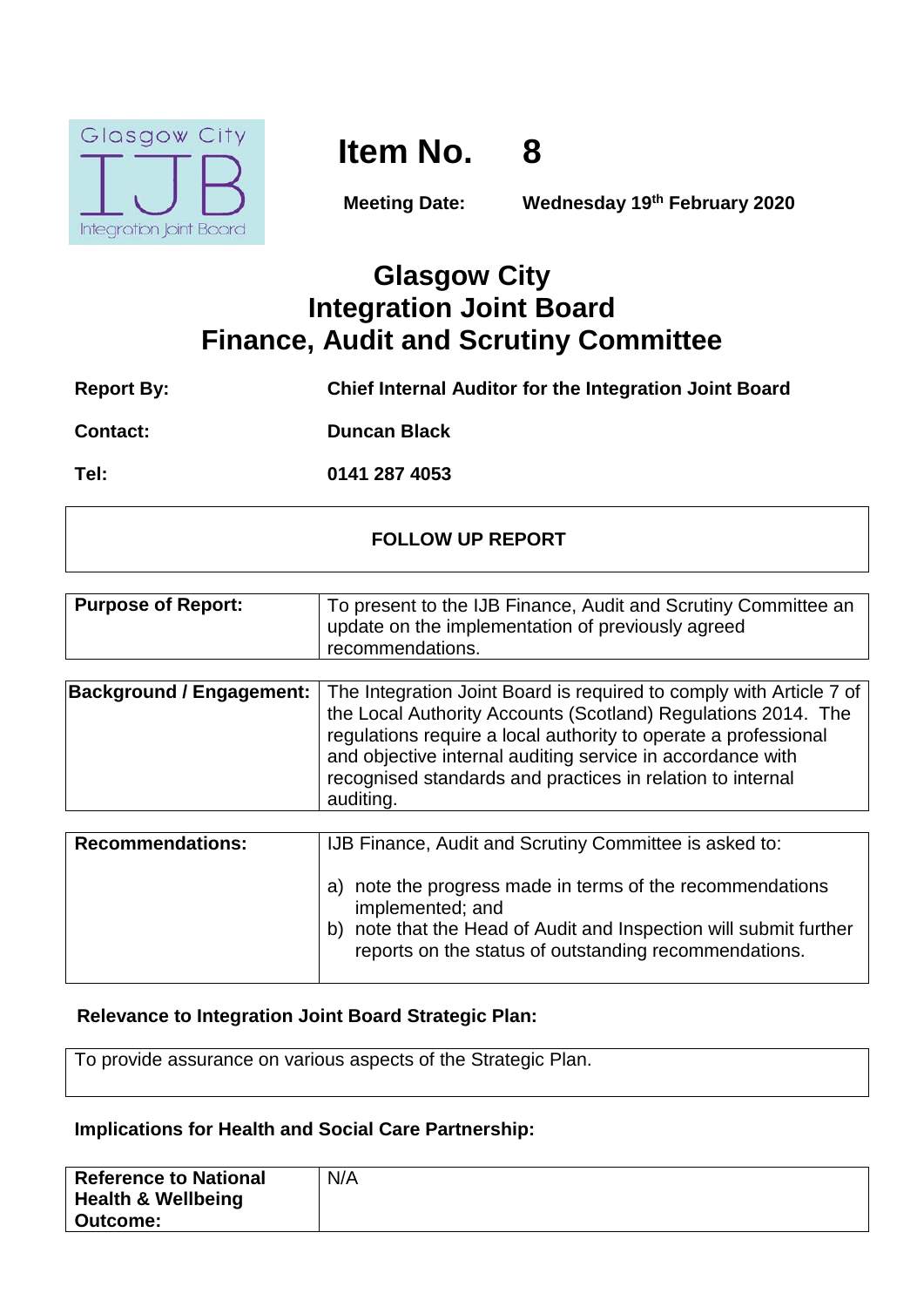Glasgow City IJB Integration Joint Board

# Item No. 8

**Meeting Date:** **Wednesday 19th February 2020**

# Glasgow City Integration Joint Board Finance, Audit and Scrutiny Committee

| | |
|---|---|
| **Report By:** | **Chief Internal Auditor for the Integration Joint Board** |
| **Contact:** | **Duncan Black** |
| **Tel:** | **0141 287 4053** |

**FOLLOW UP REPORT**

| | |
|---|---|
| **Purpose of Report:** | To present to the IJB Finance, Audit and Scrutiny Committee an update on the implementation of previously agreed recommendations. |

| | |
|---|---|
| **Background / Engagement:** | The Integration Joint Board is required to comply with Article 7 of the Local Authority Accounts (Scotland) Regulations 2014. The regulations require a local authority to operate a professional and objective internal auditing service in accordance with recognised standards and practices in relation to internal auditing. |

| | |
|---|---|
| **Recommendations:** | IJB Finance, Audit and Scrutiny Committee is asked to:<br><br>a) note the progress made in terms of the recommendations implemented; and<br>b) note that the Head of Audit and Inspection will submit further reports on the status of outstanding recommendations. |

**Relevance to Integration Joint Board Strategic Plan:**

To provide assurance on various aspects of the Strategic Plan.

**Implications for Health and Social Care Partnership:**

| | |
|---|---|
| **Reference to National Health & Wellbeing Outcome:** | N/A |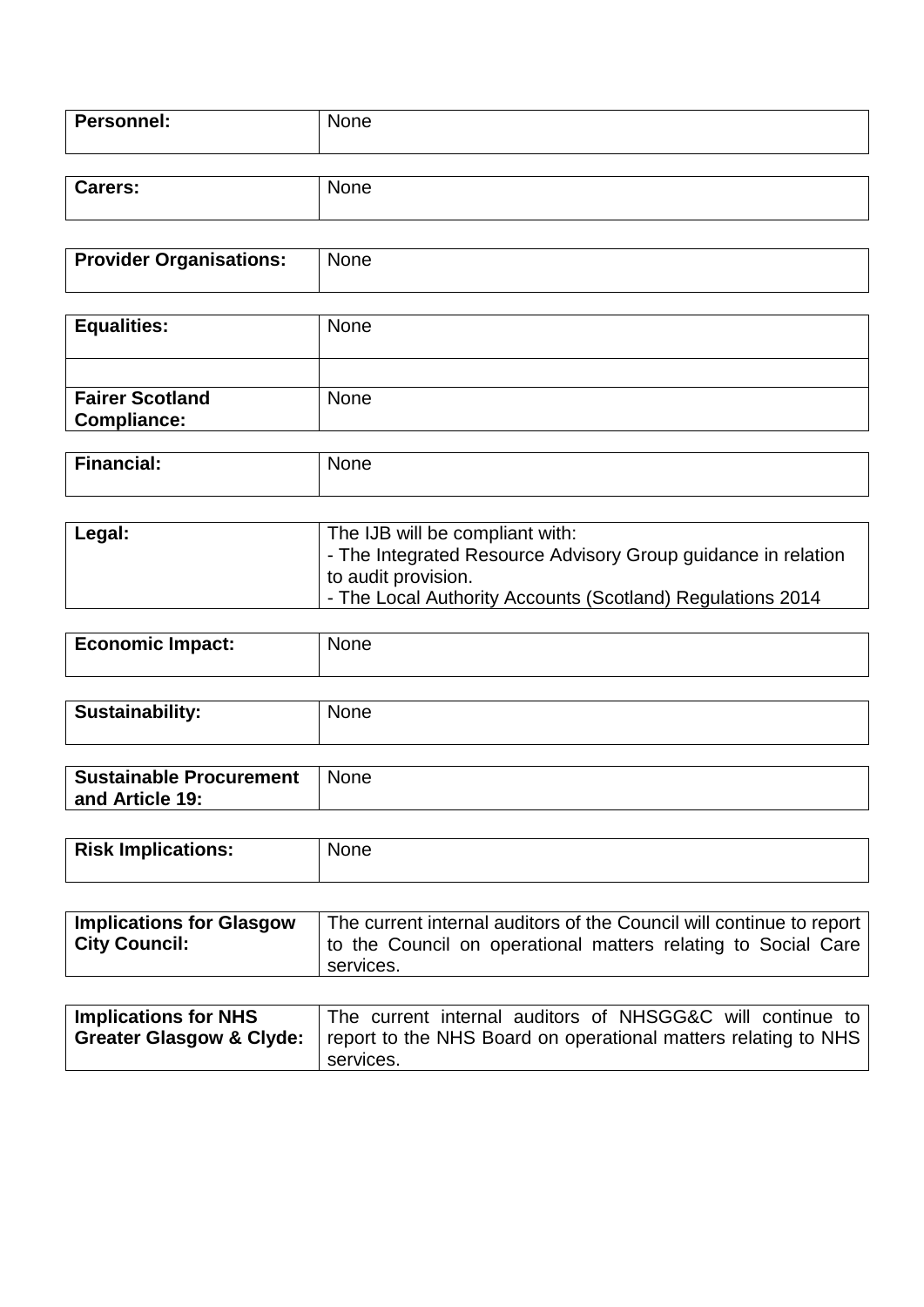| **Personnel:** | None |
|---|---|

| **Carers:** | None |
|---|---|

| **Provider Organisations:** | None |
|---|---|

| **Equalities:** | None |
|---|---|
| | |
| **Fairer Scotland Compliance:** | None |

| **Financial:** | None |
|---|---|

| **Legal:** | The IJB will be compliant with:<br>- The Integrated Resource Advisory Group guidance in relation to audit provision.<br>- The Local Authority Accounts (Scotland) Regulations 2014 |
|---|---|

| **Economic Impact:** | None |
|---|---|

| **Sustainability:** | None |
|---|---|

| **Sustainable Procurement and Article 19:** | None |
|---|---|

| **Risk Implications:** | None |
|---|---|

| **Implications for Glasgow City Council:** | The current internal auditors of the Council will continue to report to the Council on operational matters relating to Social Care services. |
|---|---|

| **Implications for NHS Greater Glasgow & Clyde:** | The current internal auditors of NHSGG&C will continue to report to the NHS Board on operational matters relating to NHS services. |
|---|---|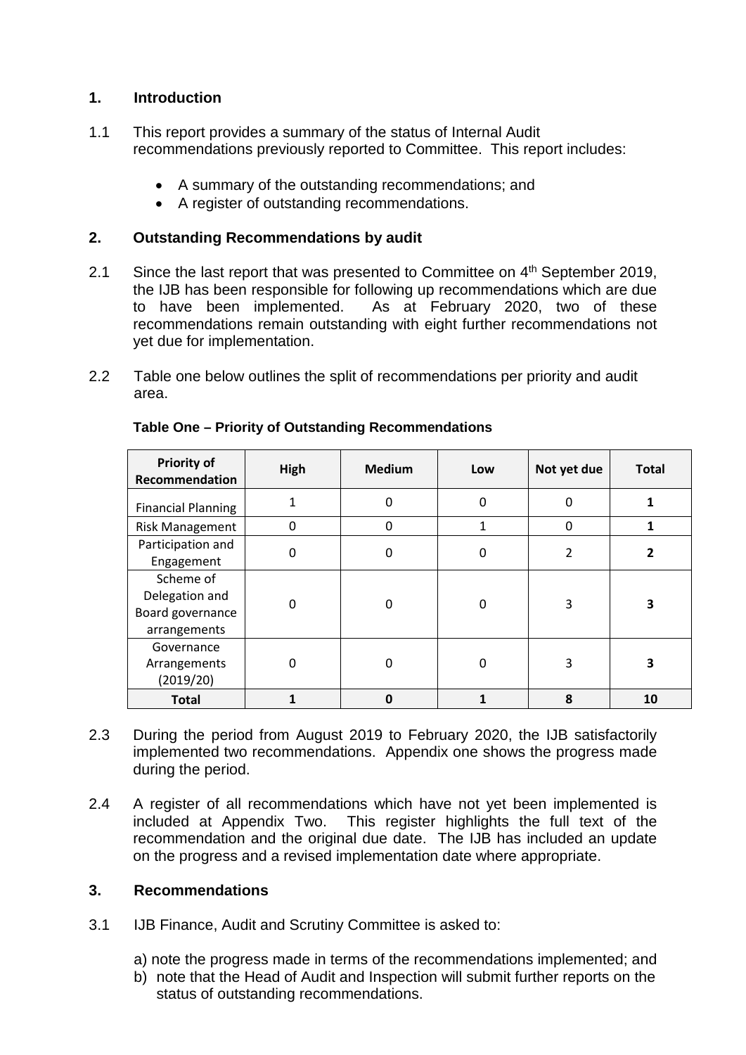## 1. Introduction

1.1 This report provides a summary of the status of Internal Audit recommendations previously reported to Committee. This report includes:

- A summary of the outstanding recommendations; and
- A register of outstanding recommendations.

## 2. Outstanding Recommendations by audit

2.1 Since the last report that was presented to Committee on 4th September 2019, the IJB has been responsible for following up recommendations which are due to have been implemented. As at February 2020, two of these recommendations remain outstanding with eight further recommendations not yet due for implementation.

2.2 Table one below outlines the split of recommendations per priority and audit area.

**Table One – Priority of Outstanding Recommendations**

| Priority of Recommendation | High | Medium | Low | Not yet due | Total |
|---|---|---|---|---|---|
| Financial Planning | 1 | 0 | 0 | 0 | **1** |
| Risk Management | 0 | 0 | 1 | 0 | **1** |
| Participation and Engagement | 0 | 0 | 0 | 2 | **2** |
| Scheme of Delegation and Board governance arrangements | 0 | 0 | 0 | 3 | **3** |
| Governance Arrangements (2019/20) | 0 | 0 | 0 | 3 | **3** |
| **Total** | **1** | **0** | **1** | **8** | **10** |

2.3 During the period from August 2019 to February 2020, the IJB satisfactorily implemented two recommendations. Appendix one shows the progress made during the period.

2.4 A register of all recommendations which have not yet been implemented is included at Appendix Two. This register highlights the full text of the recommendation and the original due date. The IJB has included an update on the progress and a revised implementation date where appropriate.

## 3. Recommendations

3.1 IJB Finance, Audit and Scrutiny Committee is asked to:

a) note the progress made in terms of the recommendations implemented; and
b) note that the Head of Audit and Inspection will submit further reports on the status of outstanding recommendations.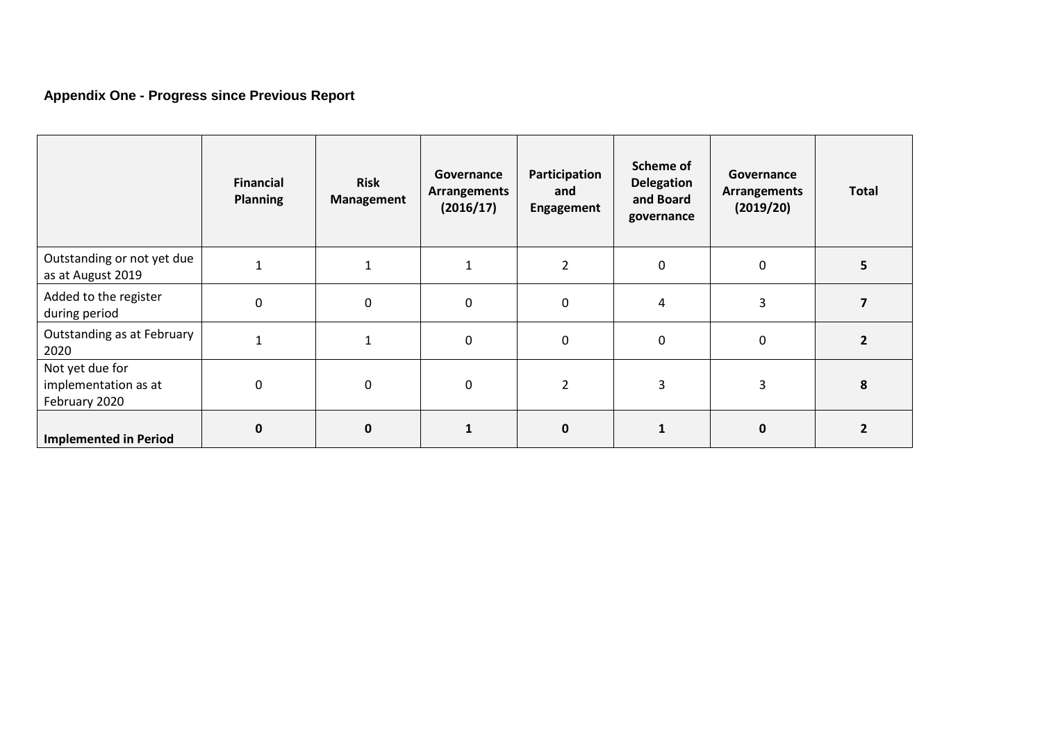### Appendix One - Progress since Previous Report

| | Financial Planning | Risk Management | Governance Arrangements (2016/17) | Participation and Engagement | Scheme of Delegation and Board governance | Governance Arrangements (2019/20) | Total |
|---|---|---|---|---|---|---|---|
| Outstanding or not yet due as at August 2019 | 1 | 1 | 1 | 2 | 0 | 0 | **5** |
| Added to the register during period | 0 | 0 | 0 | 0 | 4 | 3 | **7** |
| Outstanding as at February 2020 | 1 | 1 | 0 | 0 | 0 | 0 | **2** |
| Not yet due for implementation as at February 2020 | 0 | 0 | 0 | 2 | 3 | 3 | **8** |
| **Implemented in Period** | **0** | **0** | **1** | **0** | **1** | **0** | **2** |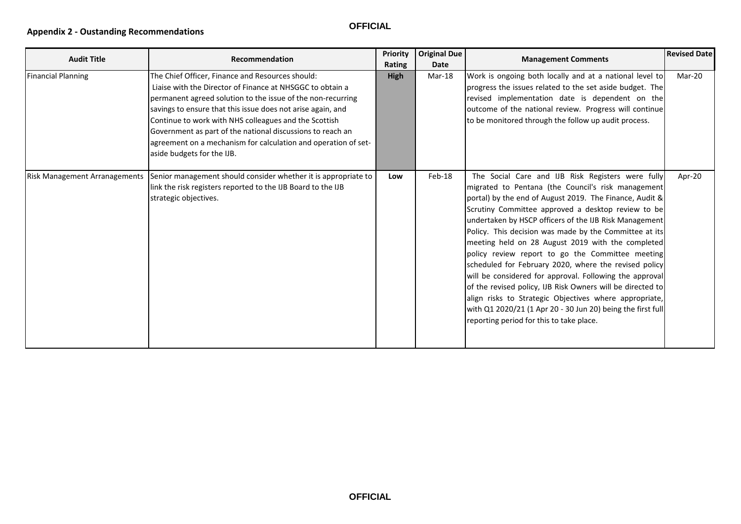**Appendix 2 - Oustanding Recommendations**

| Audit Title | Recommendation | Priority Rating | Original Due Date | Management Comments | Revised Date |
|---|---|---|---|---|---|
| Financial Planning | The Chief Officer, Finance and Resources should: Liaise with the Director of Finance at NHSGGC to obtain a permanent agreed solution to the issue of the non-recurring savings to ensure that this issue does not arise again, and Continue to work with NHS colleagues and the Scottish Government as part of the national discussions to reach an agreement on a mechanism for calculation and operation of set-aside budgets for the IJB. | **High** | Mar-18 | Work is ongoing both locally and at a national level to progress the issues related to the set aside budget. The revised implementation date is dependent on the outcome of the national review. Progress will continue to be monitored through the follow up audit process. | Mar-20 |
| Risk Management Arrangements | Senior management should consider whether it is appropriate to link the risk registers reported to the IJB Board to the IJB strategic objectives. | **Low** | Feb-18 | The Social Care and IJB Risk Registers were fully migrated to Pentana (the Council's risk management portal) by the end of August 2019. The Finance, Audit & Scrutiny Committee approved a desktop review to be undertaken by HSCP officers of the IJB Risk Management Policy. This decision was made by the Committee at its meeting held on 28 August 2019 with the completed policy review report to go the Committee meeting scheduled for February 2020, where the revised policy will be considered for approval. Following the approval of the revised policy, IJB Risk Owners will be directed to align risks to Strategic Objectives where appropriate, with Q1 2020/21 (1 Apr 20 - 30 Jun 20) being the first full reporting period for this to take place. | Apr-20 |